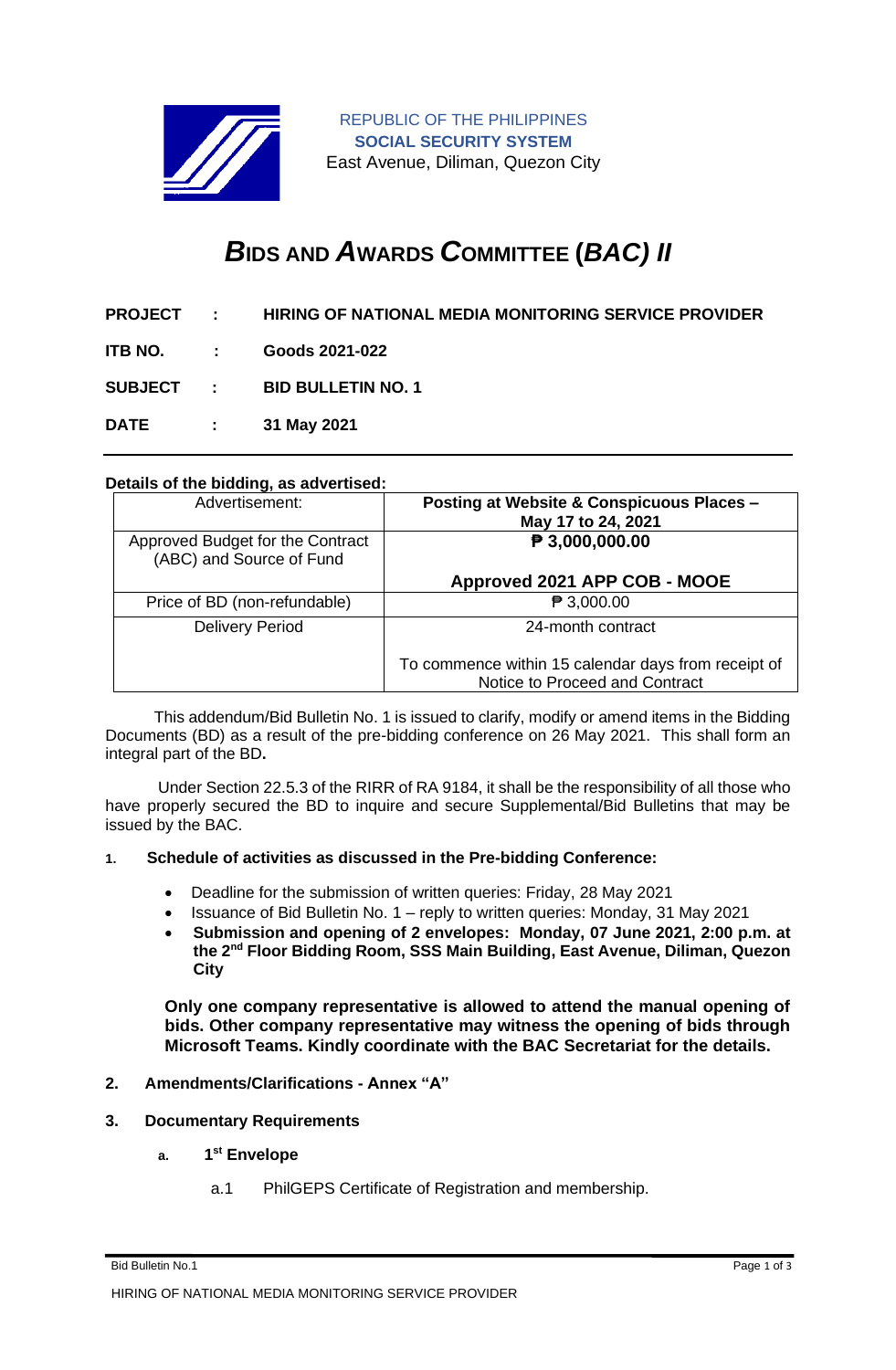REPUBLIC OF THE PHILIPPINES
**SOCIAL SECURITY SYSTEM**
East Avenue, Diliman, Quezon City

# ***B*IDS AND *A*WARDS *C*OMMITTEE (*BAC) II***

**PROJECT : HIRING OF NATIONAL MEDIA MONITORING SERVICE PROVIDER**

**ITB NO. : Goods 2021-022**

**SUBJECT : BID BULLETIN NO. 1**

**DATE : 31 May 2021**

---

**Details of the bidding, as advertised:**

| Advertisement: | **Posting at Website & Conspicuous Places – May 17 to 24, 2021** |
|---|---|
| Approved Budget for the Contract (ABC) and Source of Fund | **₱ 3,000,000.00**<br><br>**Approved 2021 APP COB - MOOE** |
| Price of BD (non-refundable) | ₱ 3,000.00 |
| Delivery Period | 24-month contract<br><br>To commence within 15 calendar days from receipt of Notice to Proceed and Contract |

This addendum/Bid Bulletin No. 1 is issued to clarify, modify or amend items in the Bidding Documents (BD) as a result of the pre-bidding conference on 26 May 2021. This shall form an integral part of the BD**.**

Under Section 22.5.3 of the RIRR of RA 9184, it shall be the responsibility of all those who have properly secured the BD to inquire and secure Supplemental/Bid Bulletins that may be issued by the BAC.

1. **Schedule of activities as discussed in the Pre-bidding Conference:**

   - Deadline for the submission of written queries: Friday, 28 May 2021
   - Issuance of Bid Bulletin No. 1 – reply to written queries: Monday, 31 May 2021
   - **Submission and opening of 2 envelopes: Monday, 07 June 2021, 2:00 p.m. at the 2nd Floor Bidding Room, SSS Main Building, East Avenue, Diliman, Quezon City**

   **Only one company representative is allowed to attend the manual opening of bids. Other company representative may witness the opening of bids through Microsoft Teams. Kindly coordinate with the BAC Secretariat for the details.**

2. **Amendments/Clarifications - Annex "A"**

3. **Documentary Requirements**

   a. **1st Envelope**

      a.1 PhilGEPS Certificate of Registration and membership.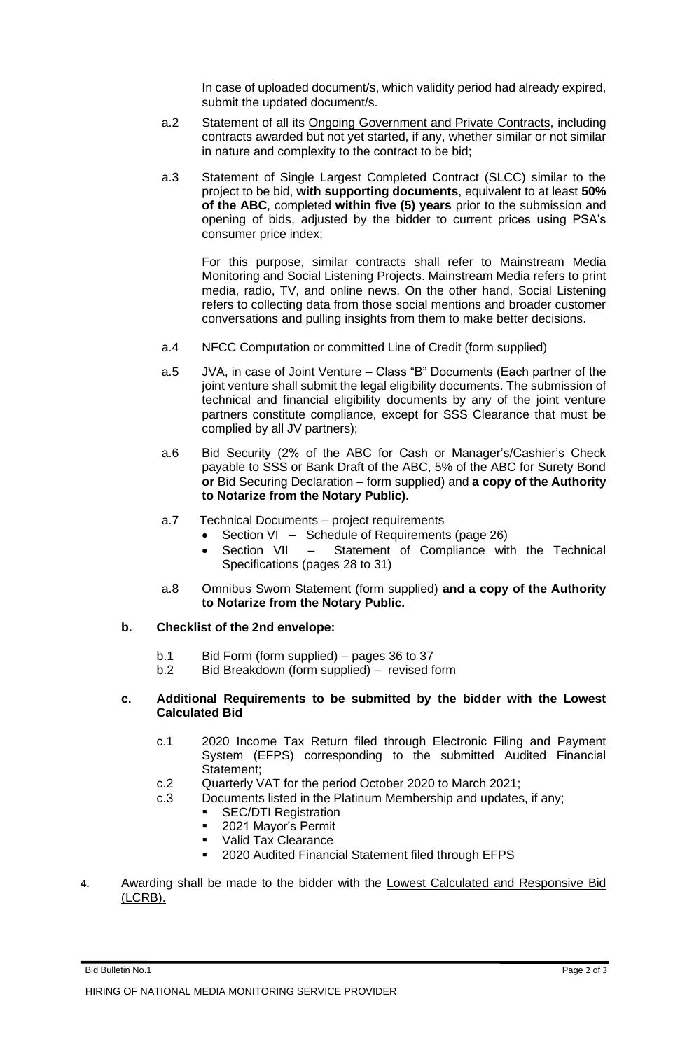In case of uploaded document/s, which validity period had already expired, submit the updated document/s.

a.2 Statement of all its Ongoing Government and Private Contracts, including contracts awarded but not yet started, if any, whether similar or not similar in nature and complexity to the contract to be bid;

a.3 Statement of Single Largest Completed Contract (SLCC) similar to the project to be bid, **with supporting documents**, equivalent to at least **50% of the ABC**, completed **within five (5) years** prior to the submission and opening of bids, adjusted by the bidder to current prices using PSA's consumer price index;

For this purpose, similar contracts shall refer to Mainstream Media Monitoring and Social Listening Projects. Mainstream Media refers to print media, radio, TV, and online news. On the other hand, Social Listening refers to collecting data from those social mentions and broader customer conversations and pulling insights from them to make better decisions.

a.4 NFCC Computation or committed Line of Credit (form supplied)

a.5 JVA, in case of Joint Venture – Class "B" Documents (Each partner of the joint venture shall submit the legal eligibility documents. The submission of technical and financial eligibility documents by any of the joint venture partners constitute compliance, except for SSS Clearance that must be complied by all JV partners);

a.6 Bid Security (2% of the ABC for Cash or Manager's/Cashier's Check payable to SSS or Bank Draft of the ABC, 5% of the ABC for Surety Bond **or** Bid Securing Declaration – form supplied) and **a copy of the Authority to Notarize from the Notary Public).**

a.7 Technical Documents – project requirements
- Section VI – Schedule of Requirements (page 26)
- Section VII – Statement of Compliance with the Technical Specifications (pages 28 to 31)

a.8 Omnibus Sworn Statement (form supplied) **and a copy of the Authority to Notarize from the Notary Public.**

**b. Checklist of the 2nd envelope:**

b.1 Bid Form (form supplied) – pages 36 to 37
b.2 Bid Breakdown (form supplied) – revised form

**c. Additional Requirements to be submitted by the bidder with the Lowest Calculated Bid**

c.1 2020 Income Tax Return filed through Electronic Filing and Payment System (EFPS) corresponding to the submitted Audited Financial Statement;
c.2 Quarterly VAT for the period October 2020 to March 2021;
c.3 Documents listed in the Platinum Membership and updates, if any;
- SEC/DTI Registration
- 2021 Mayor's Permit
- Valid Tax Clearance
- 2020 Audited Financial Statement filed through EFPS

**4.** Awarding shall be made to the bidder with the Lowest Calculated and Responsive Bid (LCRB).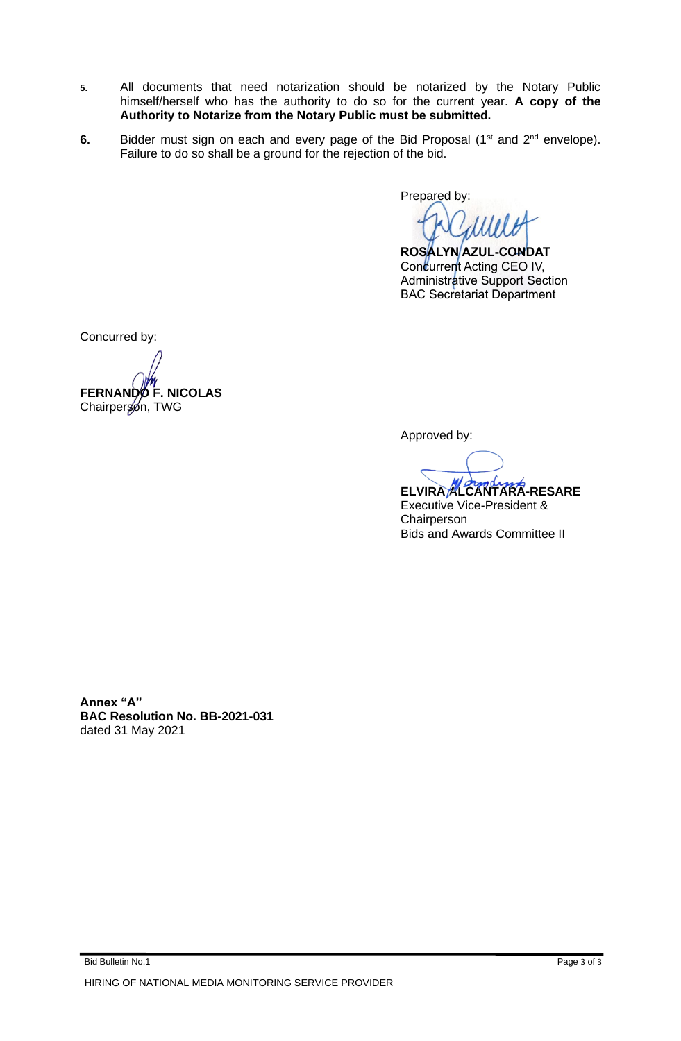5. All documents that need notarization should be notarized by the Notary Public himself/herself who has the authority to do so for the current year. **A copy of the Authority to Notarize from the Notary Public must be submitted.**

6. Bidder must sign on each and every page of the Bid Proposal (1st and 2nd envelope). Failure to do so shall be a ground for the rejection of the bid.

Prepared by:

**ROSALYN AZUL-CONDAT**
Concurrent Acting CEO IV,
Administrative Support Section
BAC Secretariat Department

Concurred by:

**FERNANDO F. NICOLAS**
Chairperson, TWG

Approved by:

**ELVIRA ALCANTARA-RESARE**
Executive Vice-President &
Chairperson
Bids and Awards Committee II

**Annex "A"**
**BAC Resolution No. BB-2021-031**
dated 31 May 2021